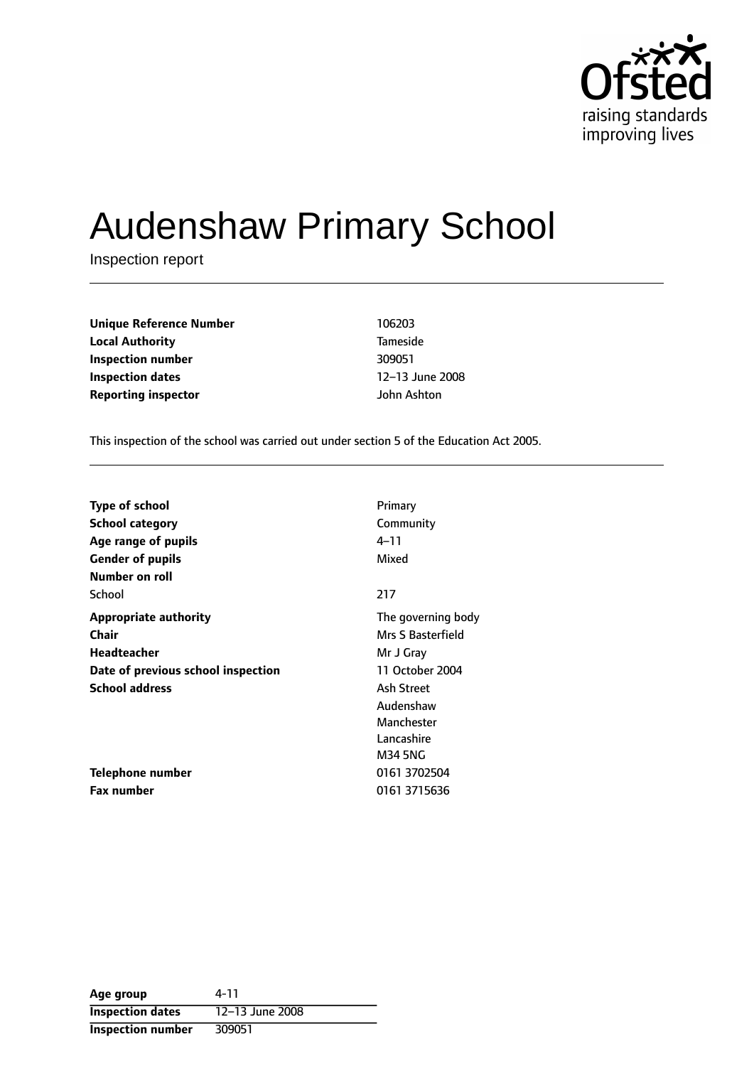Ofsted
raising standards
improving lives

# Audenshaw Primary School

Inspection report

| | |
|---|---|
| **Unique Reference Number** | 106203 |
| **Local Authority** | Tameside |
| **Inspection number** | 309051 |
| **Inspection dates** | 12–13 June 2008 |
| **Reporting inspector** | John Ashton |

This inspection of the school was carried out under section 5 of the Education Act 2005.

| | |
|---|---|
| **Type of school** | Primary |
| **School category** | Community |
| **Age range of pupils** | 4–11 |
| **Gender of pupils** | Mixed |
| **Number on roll** | |
| School | 217 |
| **Appropriate authority** | The governing body |
| **Chair** | Mrs S Basterfield |
| **Headteacher** | Mr J Gray |
| **Date of previous school inspection** | 11 October 2004 |
| **School address** | Ash Street<br>Audenshaw<br>Manchester<br>Lancashire<br>M34 5NG |
| **Telephone number** | 0161 3702504 |
| **Fax number** | 0161 3715636 |

| | |
|---|---|
| **Age group** | 4-11 |
| **Inspection dates** | 12–13 June 2008 |
| **Inspection number** | 309051 |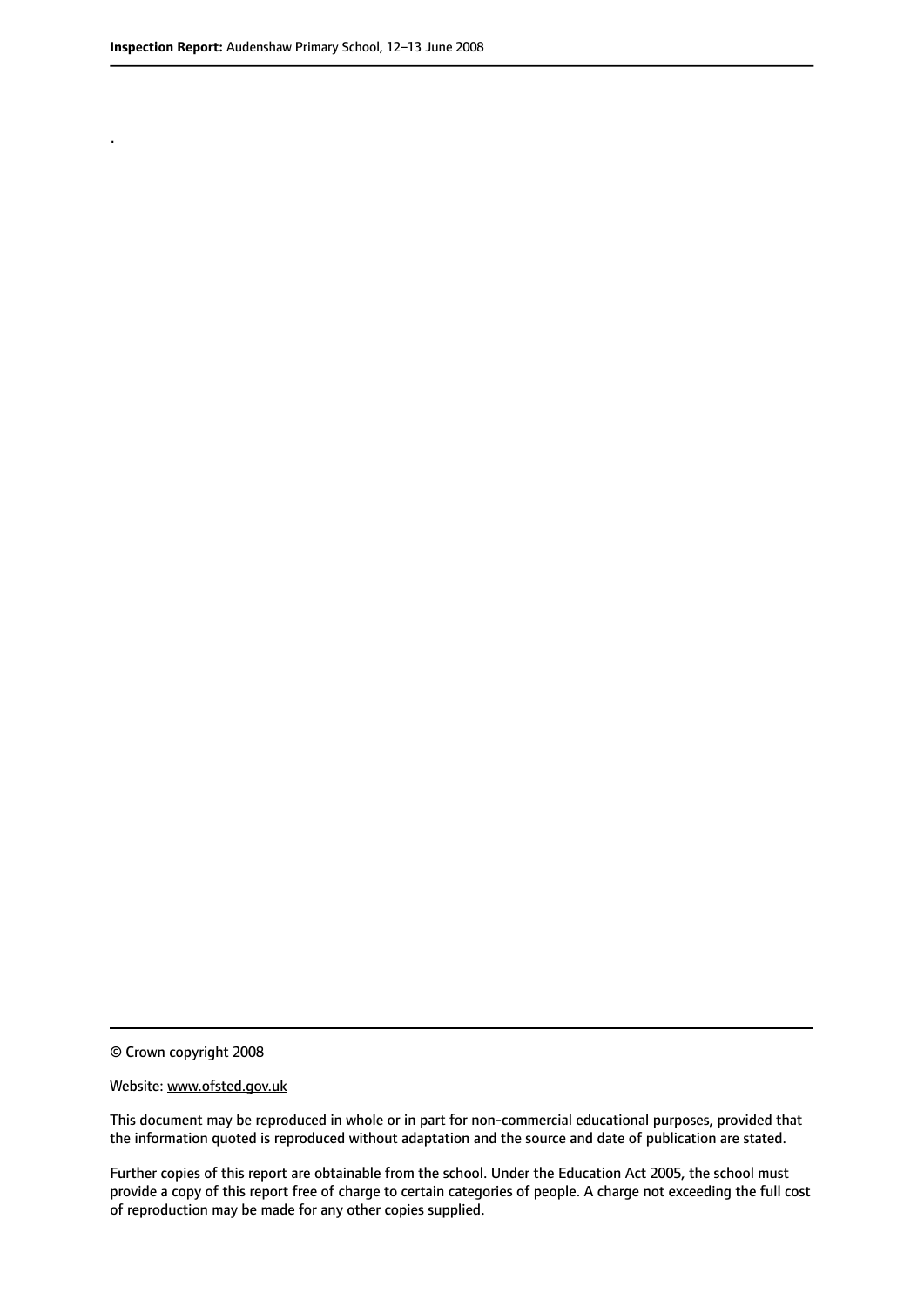.

© Crown copyright 2008

Website: www.ofsted.gov.uk

This document may be reproduced in whole or in part for non-commercial educational purposes, provided that the information quoted is reproduced without adaptation and the source and date of publication are stated.

Further copies of this report are obtainable from the school. Under the Education Act 2005, the school must provide a copy of this report free of charge to certain categories of people. A charge not exceeding the full cost of reproduction may be made for any other copies supplied.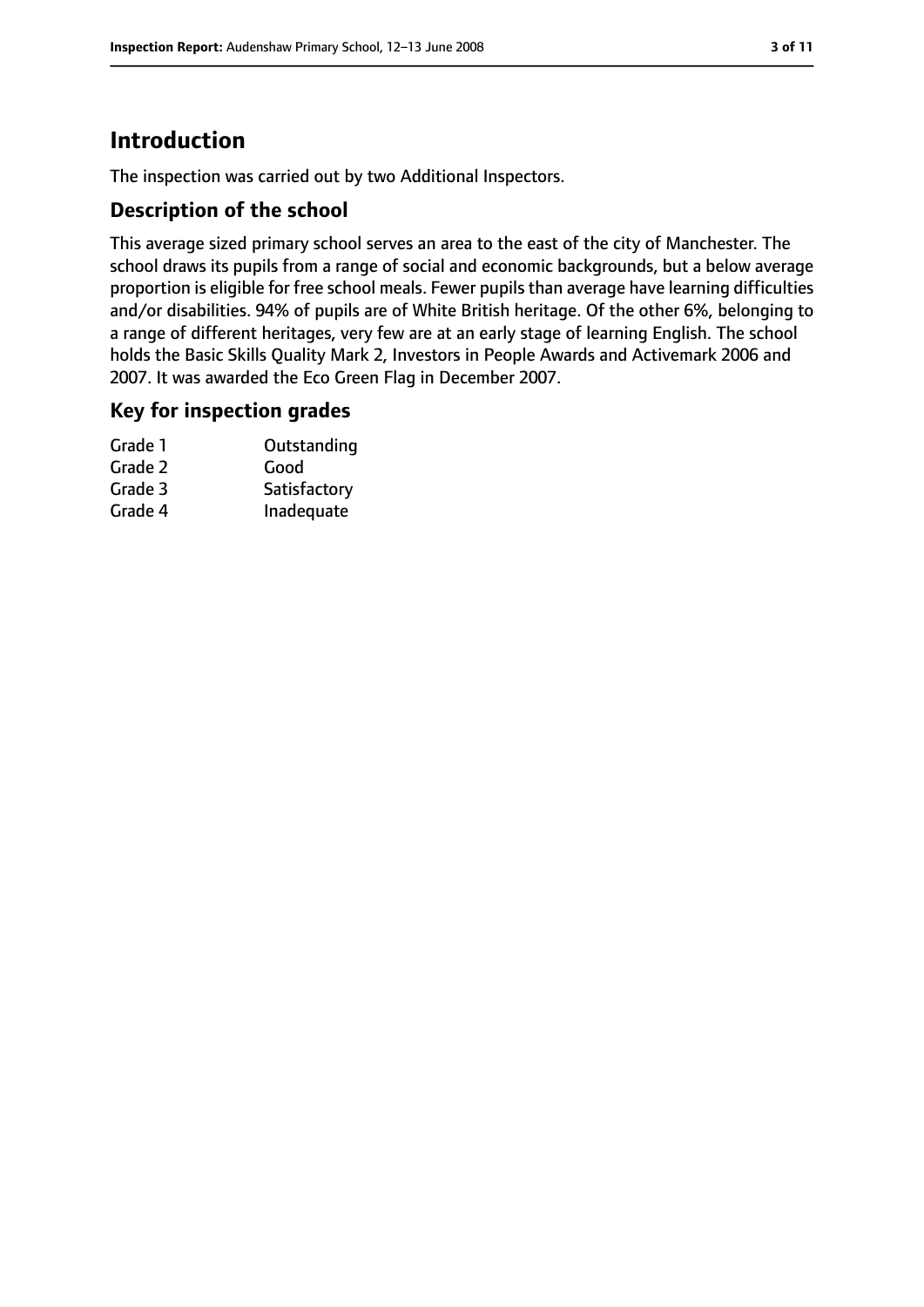## Introduction

The inspection was carried out by two Additional Inspectors.

### Description of the school

This average sized primary school serves an area to the east of the city of Manchester. The school draws its pupils from a range of social and economic backgrounds, but a below average proportion is eligible for free school meals. Fewer pupils than average have learning difficulties and/or disabilities. 94% of pupils are of White British heritage. Of the other 6%, belonging to a range of different heritages, very few are at an early stage of learning English. The school holds the Basic Skills Quality Mark 2, Investors in People Awards and Activemark 2006 and 2007. It was awarded the Eco Green Flag in December 2007.

### Key for inspection grades

| | |
|---|---|
| Grade 1 | Outstanding |
| Grade 2 | Good |
| Grade 3 | Satisfactory |
| Grade 4 | Inadequate |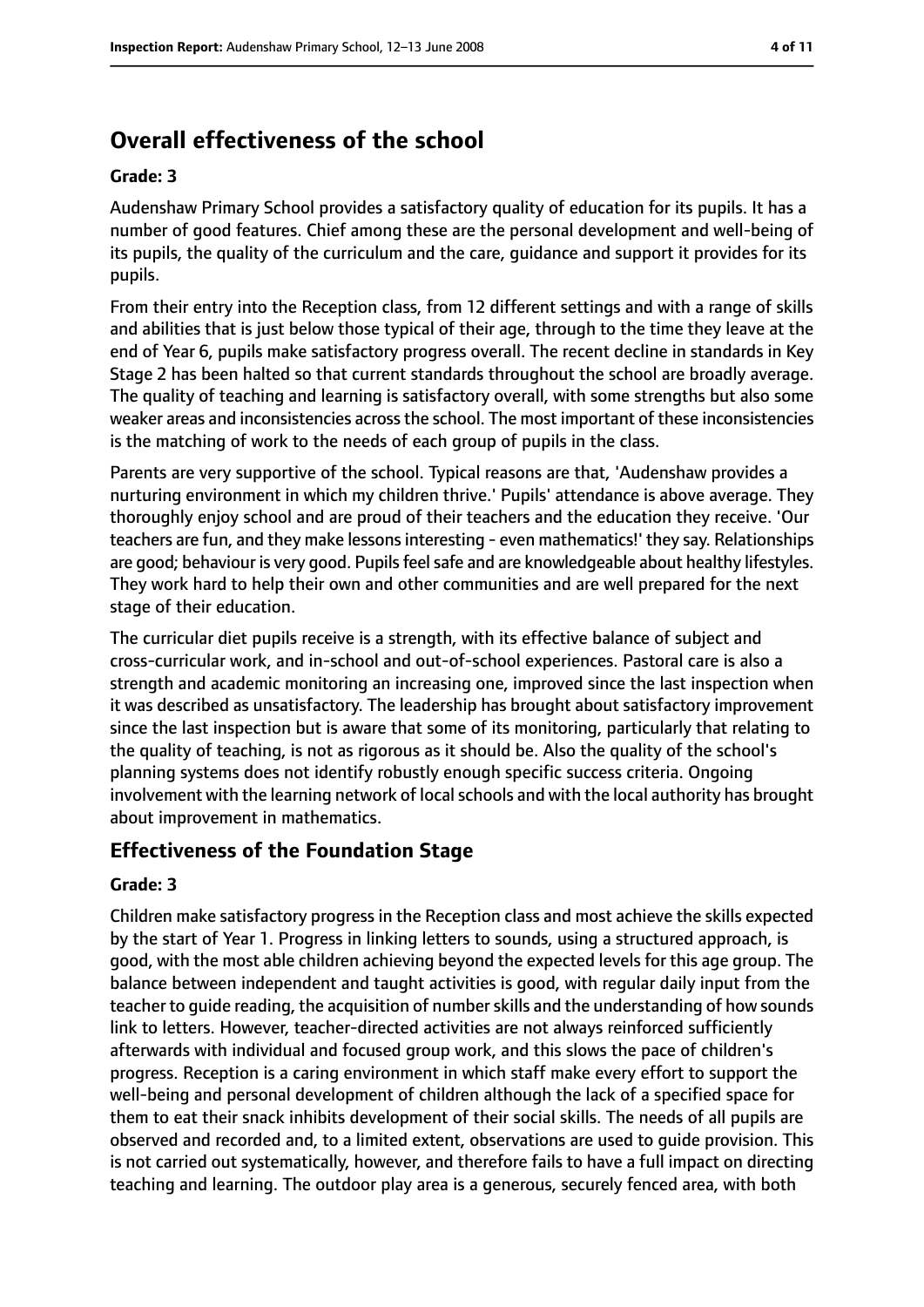## Overall effectiveness of the school

### Grade: 3

Audenshaw Primary School provides a satisfactory quality of education for its pupils. It has a number of good features. Chief among these are the personal development and well-being of its pupils, the quality of the curriculum and the care, guidance and support it provides for its pupils.

From their entry into the Reception class, from 12 different settings and with a range of skills and abilities that is just below those typical of their age, through to the time they leave at the end of Year 6, pupils make satisfactory progress overall. The recent decline in standards in Key Stage 2 has been halted so that current standards throughout the school are broadly average. The quality of teaching and learning is satisfactory overall, with some strengths but also some weaker areas and inconsistencies across the school. The most important of these inconsistencies is the matching of work to the needs of each group of pupils in the class.

Parents are very supportive of the school. Typical reasons are that, 'Audenshaw provides a nurturing environment in which my children thrive.' Pupils' attendance is above average. They thoroughly enjoy school and are proud of their teachers and the education they receive. 'Our teachers are fun, and they make lessons interesting - even mathematics!' they say. Relationships are good; behaviour is very good. Pupils feel safe and are knowledgeable about healthy lifestyles. They work hard to help their own and other communities and are well prepared for the next stage of their education.

The curricular diet pupils receive is a strength, with its effective balance of subject and cross-curricular work, and in-school and out-of-school experiences. Pastoral care is also a strength and academic monitoring an increasing one, improved since the last inspection when it was described as unsatisfactory. The leadership has brought about satisfactory improvement since the last inspection but is aware that some of its monitoring, particularly that relating to the quality of teaching, is not as rigorous as it should be. Also the quality of the school's planning systems does not identify robustly enough specific success criteria. Ongoing involvement with the learning network of local schools and with the local authority has brought about improvement in mathematics.

## Effectiveness of the Foundation Stage

### Grade: 3

Children make satisfactory progress in the Reception class and most achieve the skills expected by the start of Year 1. Progress in linking letters to sounds, using a structured approach, is good, with the most able children achieving beyond the expected levels for this age group. The balance between independent and taught activities is good, with regular daily input from the teacher to guide reading, the acquisition of number skills and the understanding of how sounds link to letters. However, teacher-directed activities are not always reinforced sufficiently afterwards with individual and focused group work, and this slows the pace of children's progress. Reception is a caring environment in which staff make every effort to support the well-being and personal development of children although the lack of a specified space for them to eat their snack inhibits development of their social skills. The needs of all pupils are observed and recorded and, to a limited extent, observations are used to guide provision. This is not carried out systematically, however, and therefore fails to have a full impact on directing teaching and learning. The outdoor play area is a generous, securely fenced area, with both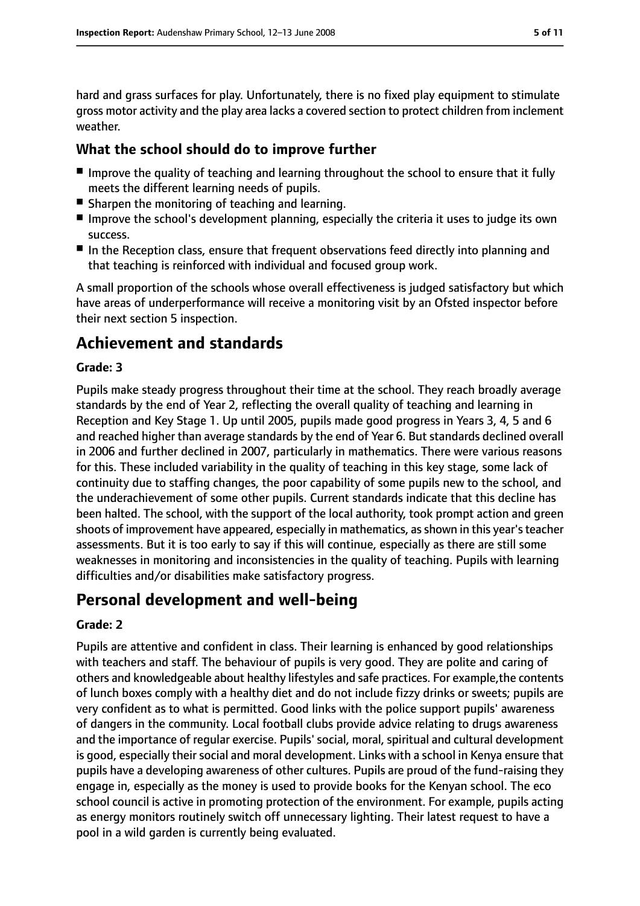hard and grass surfaces for play. Unfortunately, there is no fixed play equipment to stimulate gross motor activity and the play area lacks a covered section to protect children from inclement weather.

### What the school should do to improve further

- Improve the quality of teaching and learning throughout the school to ensure that it fully meets the different learning needs of pupils.
- Sharpen the monitoring of teaching and learning.
- Improve the school's development planning, especially the criteria it uses to judge its own success.
- In the Reception class, ensure that frequent observations feed directly into planning and that teaching is reinforced with individual and focused group work.

A small proportion of the schools whose overall effectiveness is judged satisfactory but which have areas of underperformance will receive a monitoring visit by an Ofsted inspector before their next section 5 inspection.

## Achievement and standards

#### Grade: 3

Pupils make steady progress throughout their time at the school. They reach broadly average standards by the end of Year 2, reflecting the overall quality of teaching and learning in Reception and Key Stage 1. Up until 2005, pupils made good progress in Years 3, 4, 5 and 6 and reached higher than average standards by the end of Year 6. But standards declined overall in 2006 and further declined in 2007, particularly in mathematics. There were various reasons for this. These included variability in the quality of teaching in this key stage, some lack of continuity due to staffing changes, the poor capability of some pupils new to the school, and the underachievement of some other pupils. Current standards indicate that this decline has been halted. The school, with the support of the local authority, took prompt action and green shoots of improvement have appeared, especially in mathematics, as shown in this year's teacher assessments. But it is too early to say if this will continue, especially as there are still some weaknesses in monitoring and inconsistencies in the quality of teaching. Pupils with learning difficulties and/or disabilities make satisfactory progress.

## Personal development and well-being

#### Grade: 2

Pupils are attentive and confident in class. Their learning is enhanced by good relationships with teachers and staff. The behaviour of pupils is very good. They are polite and caring of others and knowledgeable about healthy lifestyles and safe practices. For example,the contents of lunch boxes comply with a healthy diet and do not include fizzy drinks or sweets; pupils are very confident as to what is permitted. Good links with the police support pupils' awareness of dangers in the community. Local football clubs provide advice relating to drugs awareness and the importance of regular exercise. Pupils' social, moral, spiritual and cultural development is good, especially their social and moral development. Links with a school in Kenya ensure that pupils have a developing awareness of other cultures. Pupils are proud of the fund-raising they engage in, especially as the money is used to provide books for the Kenyan school. The eco school council is active in promoting protection of the environment. For example, pupils acting as energy monitors routinely switch off unnecessary lighting. Their latest request to have a pool in a wild garden is currently being evaluated.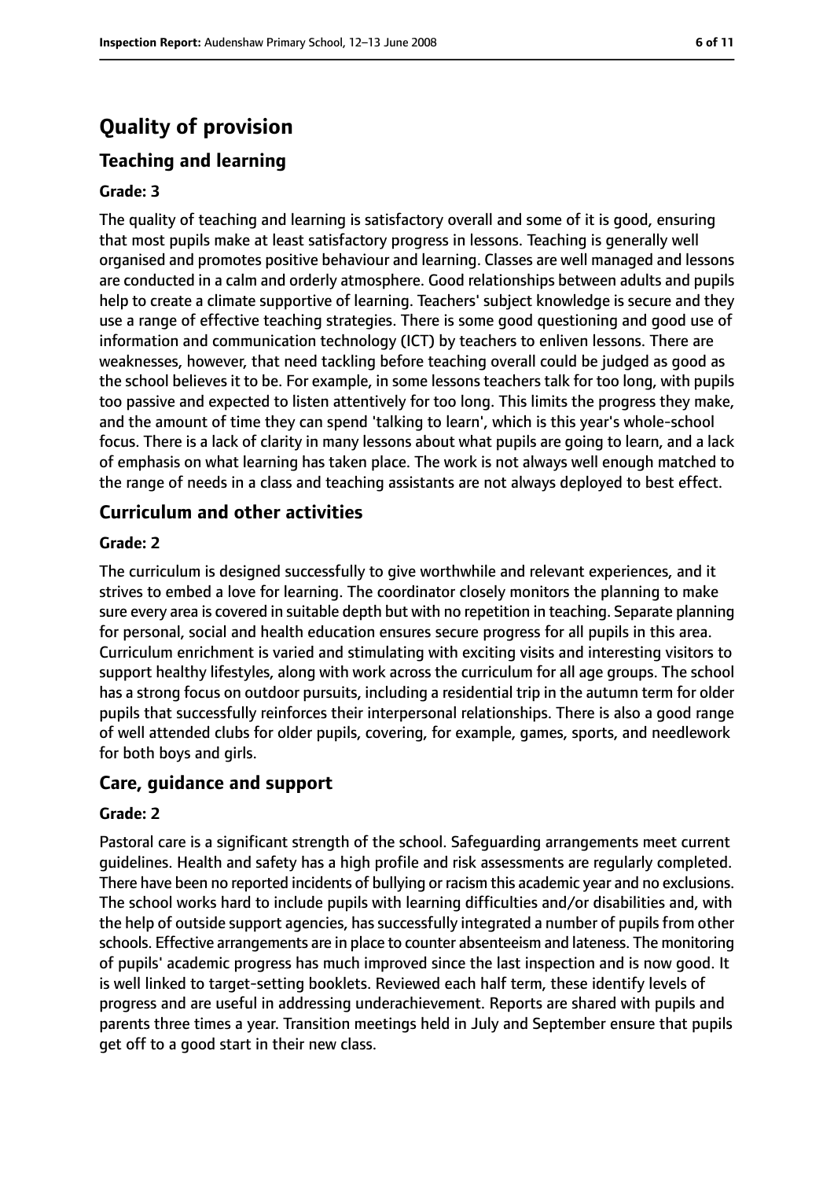# Quality of provision

## Teaching and learning

### Grade: 3

The quality of teaching and learning is satisfactory overall and some of it is good, ensuring that most pupils make at least satisfactory progress in lessons. Teaching is generally well organised and promotes positive behaviour and learning. Classes are well managed and lessons are conducted in a calm and orderly atmosphere. Good relationships between adults and pupils help to create a climate supportive of learning. Teachers' subject knowledge is secure and they use a range of effective teaching strategies. There is some good questioning and good use of information and communication technology (ICT) by teachers to enliven lessons. There are weaknesses, however, that need tackling before teaching overall could be judged as good as the school believes it to be. For example, in some lessons teachers talk for too long, with pupils too passive and expected to listen attentively for too long. This limits the progress they make, and the amount of time they can spend 'talking to learn', which is this year's whole-school focus. There is a lack of clarity in many lessons about what pupils are going to learn, and a lack of emphasis on what learning has taken place. The work is not always well enough matched to the range of needs in a class and teaching assistants are not always deployed to best effect.

## Curriculum and other activities

### Grade: 2

The curriculum is designed successfully to give worthwhile and relevant experiences, and it strives to embed a love for learning. The coordinator closely monitors the planning to make sure every area is covered in suitable depth but with no repetition in teaching. Separate planning for personal, social and health education ensures secure progress for all pupils in this area. Curriculum enrichment is varied and stimulating with exciting visits and interesting visitors to support healthy lifestyles, along with work across the curriculum for all age groups. The school has a strong focus on outdoor pursuits, including a residential trip in the autumn term for older pupils that successfully reinforces their interpersonal relationships. There is also a good range of well attended clubs for older pupils, covering, for example, games, sports, and needlework for both boys and girls.

## Care, guidance and support

### Grade: 2

Pastoral care is a significant strength of the school. Safeguarding arrangements meet current guidelines. Health and safety has a high profile and risk assessments are regularly completed. There have been no reported incidents of bullying or racism this academic year and no exclusions. The school works hard to include pupils with learning difficulties and/or disabilities and, with the help of outside support agencies, has successfully integrated a number of pupils from other schools. Effective arrangements are in place to counter absenteeism and lateness. The monitoring of pupils' academic progress has much improved since the last inspection and is now good. It is well linked to target-setting booklets. Reviewed each half term, these identify levels of progress and are useful in addressing underachievement. Reports are shared with pupils and parents three times a year. Transition meetings held in July and September ensure that pupils get off to a good start in their new class.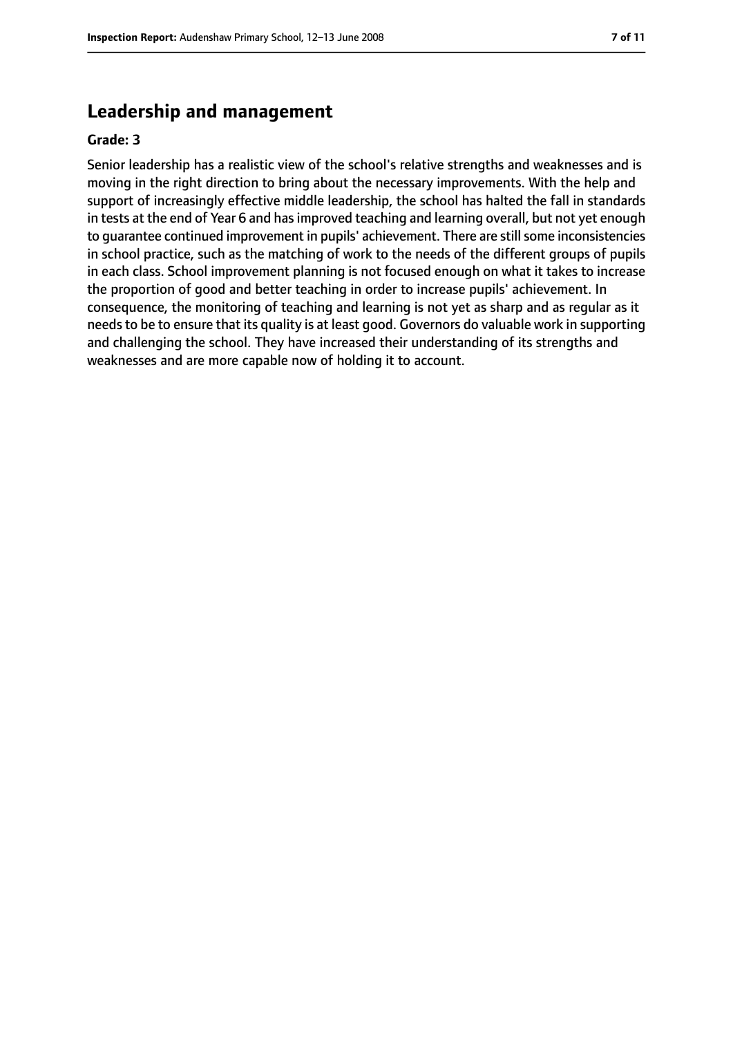## Leadership and management

**Grade: 3**

Senior leadership has a realistic view of the school's relative strengths and weaknesses and is moving in the right direction to bring about the necessary improvements. With the help and support of increasingly effective middle leadership, the school has halted the fall in standards in tests at the end of Year 6 and has improved teaching and learning overall, but not yet enough to guarantee continued improvement in pupils' achievement. There are still some inconsistencies in school practice, such as the matching of work to the needs of the different groups of pupils in each class. School improvement planning is not focused enough on what it takes to increase the proportion of good and better teaching in order to increase pupils' achievement. In consequence, the monitoring of teaching and learning is not yet as sharp and as regular as it needs to be to ensure that its quality is at least good. Governors do valuable work in supporting and challenging the school. They have increased their understanding of its strengths and weaknesses and are more capable now of holding it to account.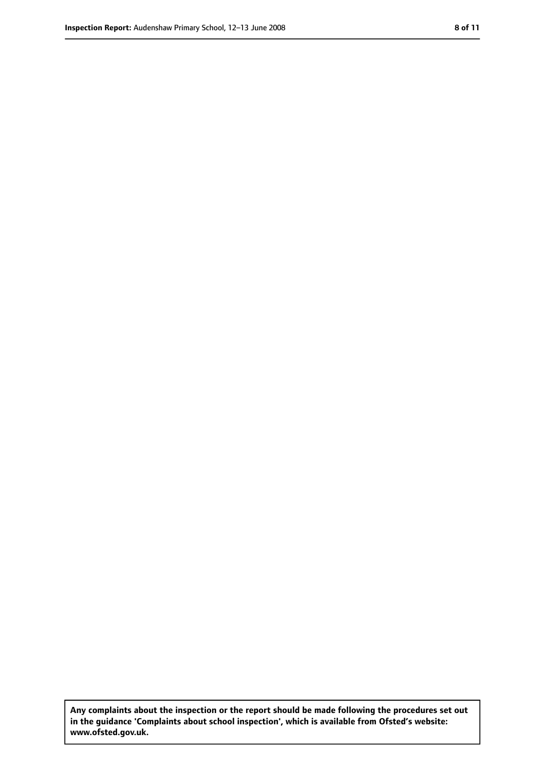**Any complaints about the inspection or the report should be made following the procedures set out in the guidance 'Complaints about school inspection', which is available from Ofsted's website: www.ofsted.gov.uk.**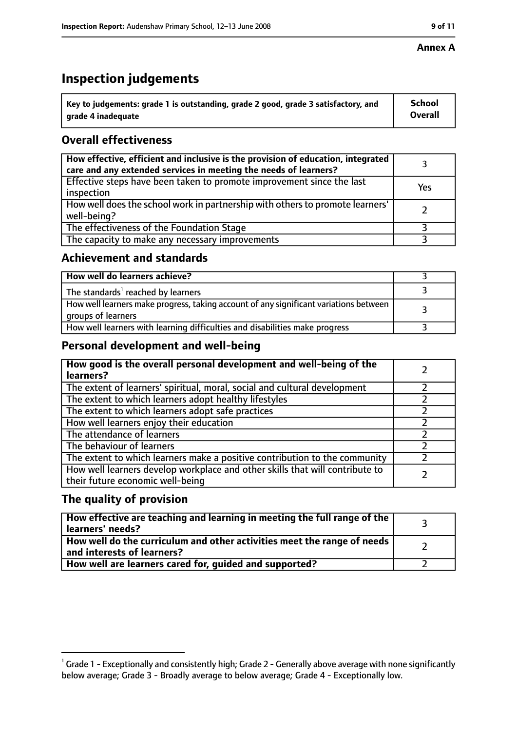**Annex A**

# Inspection judgements

| Key to judgements: grade 1 is outstanding, grade 2 good, grade 3 satisfactory, and grade 4 inadequate | School Overall |
|---|---|

## Overall effectiveness

| | |
|---|---|
| How effective, efficient and inclusive is the provision of education, integrated care and any extended services in meeting the needs of learners? | 3 |
| Effective steps have been taken to promote improvement since the last inspection | Yes |
| How well does the school work in partnership with others to promote learners' well-being? | 2 |
| The effectiveness of the Foundation Stage | 3 |
| The capacity to make any necessary improvements | 3 |

## Achievement and standards

| | |
|---|---|
| How well do learners achieve? | 3 |
| The standards[1] reached by learners | 3 |
| How well learners make progress, taking account of any significant variations between groups of learners | 3 |
| How well learners with learning difficulties and disabilities make progress | 3 |

## Personal development and well-being

| | |
|---|---|
| How good is the overall personal development and well-being of the learners? | 2 |
| The extent of learners' spiritual, moral, social and cultural development | 2 |
| The extent to which learners adopt healthy lifestyles | 2 |
| The extent to which learners adopt safe practices | 2 |
| How well learners enjoy their education | 2 |
| The attendance of learners | 2 |
| The behaviour of learners | 2 |
| The extent to which learners make a positive contribution to the community | 2 |
| How well learners develop workplace and other skills that will contribute to their future economic well-being | 2 |

## The quality of provision

| | |
|---|---|
| How effective are teaching and learning in meeting the full range of the learners' needs? | 3 |
| How well do the curriculum and other activities meet the range of needs and interests of learners? | 2 |
| How well are learners cared for, guided and supported? | 2 |

[1] Grade 1 - Exceptionally and consistently high; Grade 2 - Generally above average with none significantly below average; Grade 3 - Broadly average to below average; Grade 4 - Exceptionally low.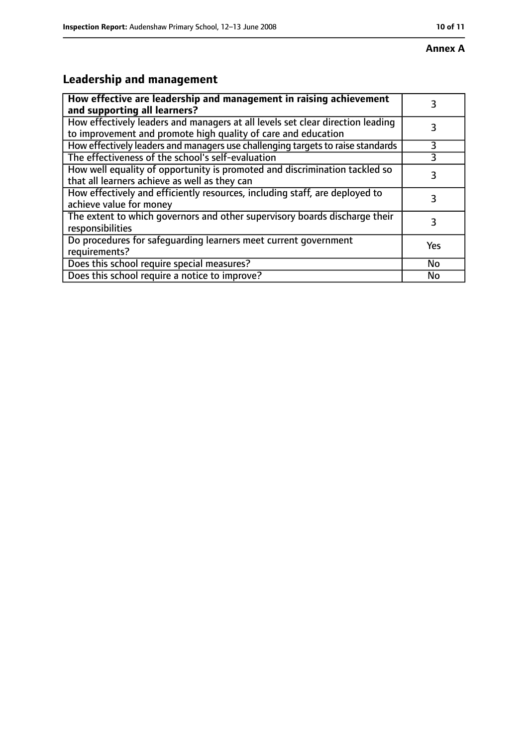**Annex A**

## Leadership and management

| How effective are leadership and management in raising achievement and supporting all learners? | 3 |
|---|---|
| How effectively leaders and managers at all levels set clear direction leading to improvement and promote high quality of care and education | 3 |
| How effectively leaders and managers use challenging targets to raise standards | 3 |
| The effectiveness of the school's self-evaluation | 3 |
| How well equality of opportunity is promoted and discrimination tackled so that all learners achieve as well as they can | 3 |
| How effectively and efficiently resources, including staff, are deployed to achieve value for money | 3 |
| The extent to which governors and other supervisory boards discharge their responsibilities | 3 |
| Do procedures for safeguarding learners meet current government requirements? | Yes |
| Does this school require special measures? | No |
| Does this school require a notice to improve? | No |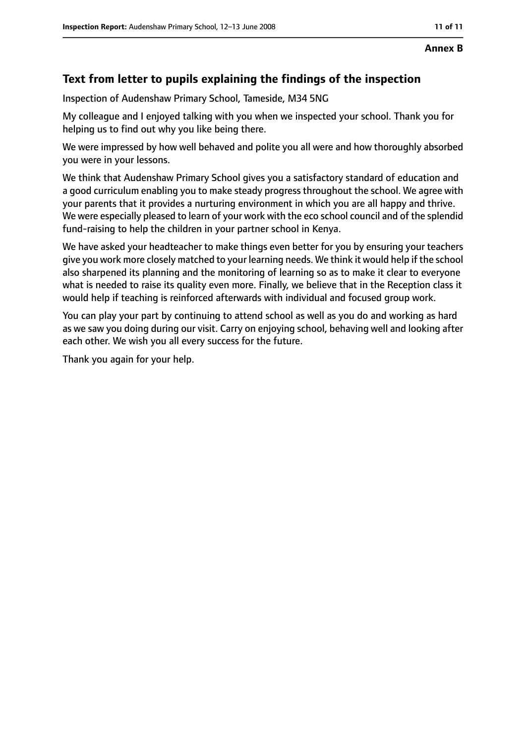**Annex B**

## Text from letter to pupils explaining the findings of the inspection

Inspection of Audenshaw Primary School, Tameside, M34 5NG

My colleague and I enjoyed talking with you when we inspected your school. Thank you for helping us to find out why you like being there.

We were impressed by how well behaved and polite you all were and how thoroughly absorbed you were in your lessons.

We think that Audenshaw Primary School gives you a satisfactory standard of education and a good curriculum enabling you to make steady progress throughout the school. We agree with your parents that it provides a nurturing environment in which you are all happy and thrive. We were especially pleased to learn of your work with the eco school council and of the splendid fund-raising to help the children in your partner school in Kenya.

We have asked your headteacher to make things even better for you by ensuring your teachers give you work more closely matched to your learning needs. We think it would help if the school also sharpened its planning and the monitoring of learning so as to make it clear to everyone what is needed to raise its quality even more. Finally, we believe that in the Reception class it would help if teaching is reinforced afterwards with individual and focused group work.

You can play your part by continuing to attend school as well as you do and working as hard as we saw you doing during our visit. Carry on enjoying school, behaving well and looking after each other. We wish you all every success for the future.

Thank you again for your help.